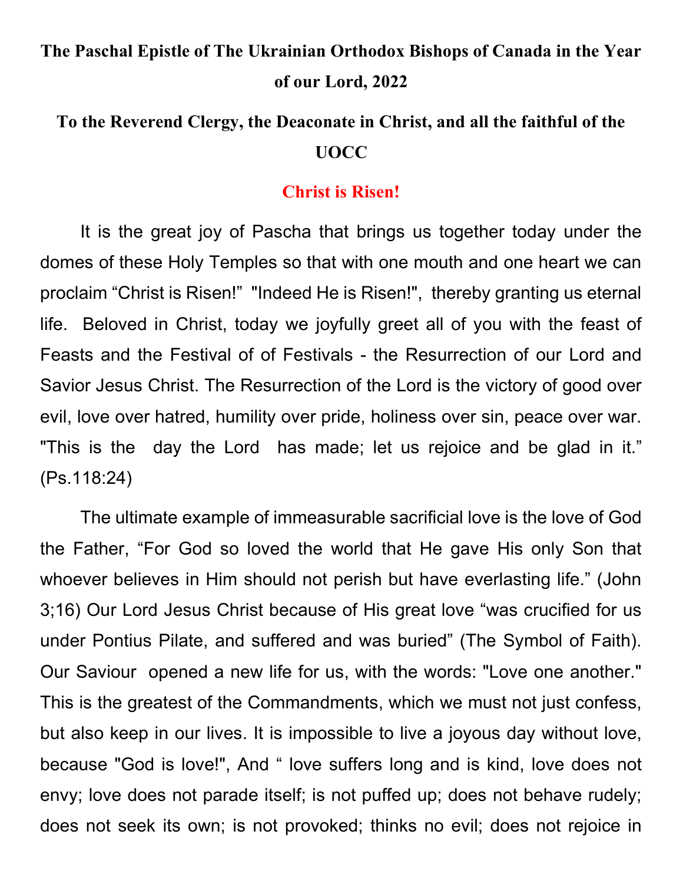# The Paschal Epistle of The Ukrainian Orthodox Bishops of Canada in the Year of our Lord, 2022

## To the Reverend Clergy, the Deaconate in Christ, and all the faithful of the UOCC

### Christ is Risen!

It is the great joy of Pascha that brings us together today under the domes of these Holy Temples so that with one mouth and one heart we can proclaim "Christ is Risen!" "Indeed He is Risen!", thereby granting us eternal life. Beloved in Christ, today we joyfully greet all of you with the feast of Feasts and the Festival of of Festivals - the Resurrection of our Lord and Savior Jesus Christ. The Resurrection of the Lord is the victory of good over evil, love over hatred, humility over pride, holiness over sin, peace over war. "This is the day the Lord has made; let us rejoice and be glad in it." (Ps.118:24)

The ultimate example of immeasurable sacrificial love is the love of God the Father, "For God so loved the world that He gave His only Son that whoever believes in Him should not perish but have everlasting life." (John 3;16) Our Lord Jesus Christ because of His great love "was crucified for us under Pontius Pilate, and suffered and was buried" (The Symbol of Faith). Our Saviour opened a new life for us, with the words: "Love one another." This is the greatest of the Commandments, which we must not just confess, but also keep in our lives. It is impossible to live a joyous day without love, because "God is love!", And " love suffers long and is kind, love does not envy; love does not parade itself; is not puffed up; does not behave rudely; does not seek its own; is not provoked; thinks no evil; does not rejoice in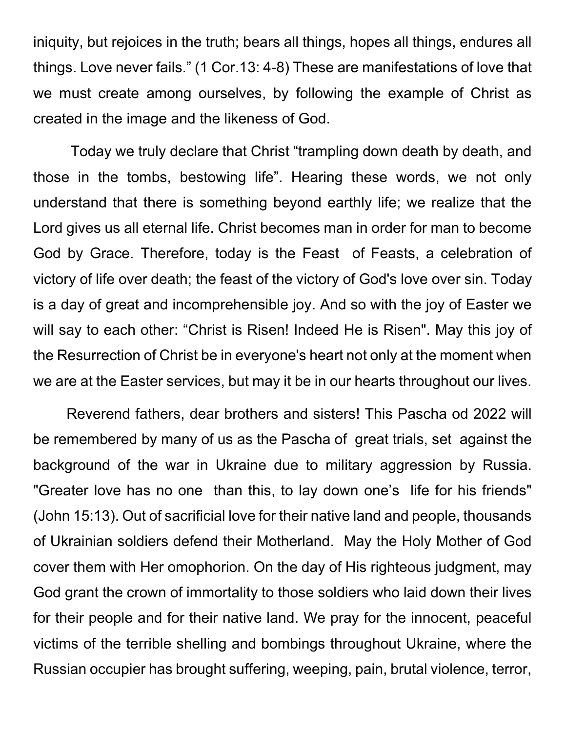iniquity, but rejoices in the truth; bears all things, hopes all things, endures all things. Love never fails." (1 Cor.13: 4-8) These are manifestations of love that we must create among ourselves, by following the example of Christ as created in the image and the likeness of God.

Today we truly declare that Christ "trampling down death by death, and those in the tombs, bestowing life". Hearing these words, we not only understand that there is something beyond earthly life; we realize that the Lord gives us all eternal life. Christ becomes man in order for man to become God by Grace. Therefore, today is the Feast of Feasts, a celebration of victory of life over death; the feast of the victory of God's love over sin. Today is a day of great and incomprehensible joy. And so with the joy of Easter we will say to each other: "Christ is Risen! Indeed He is Risen". May this joy of the Resurrection of Christ be in everyone's heart not only at the moment when we are at the Easter services, but may it be in our hearts throughout our lives.

Reverend fathers, dear brothers and sisters! This Pascha od 2022 will be remembered by many of us as the Pascha of great trials, set against the background of the war in Ukraine due to military aggression by Russia. "Greater love has no one than this, to lay down one's life for his friends" (John 15:13). Out of sacrificial love for their native land and people, thousands of Ukrainian soldiers defend their Motherland. May the Holy Mother of God cover them with Her omophorion. On the day of His righteous judgment, may God grant the crown of immortality to those soldiers who laid down their lives for their people and for their native land. We pray for the innocent, peaceful victims of the terrible shelling and bombings throughout Ukraine, where the Russian occupier has brought suffering, weeping, pain, brutal violence, terror,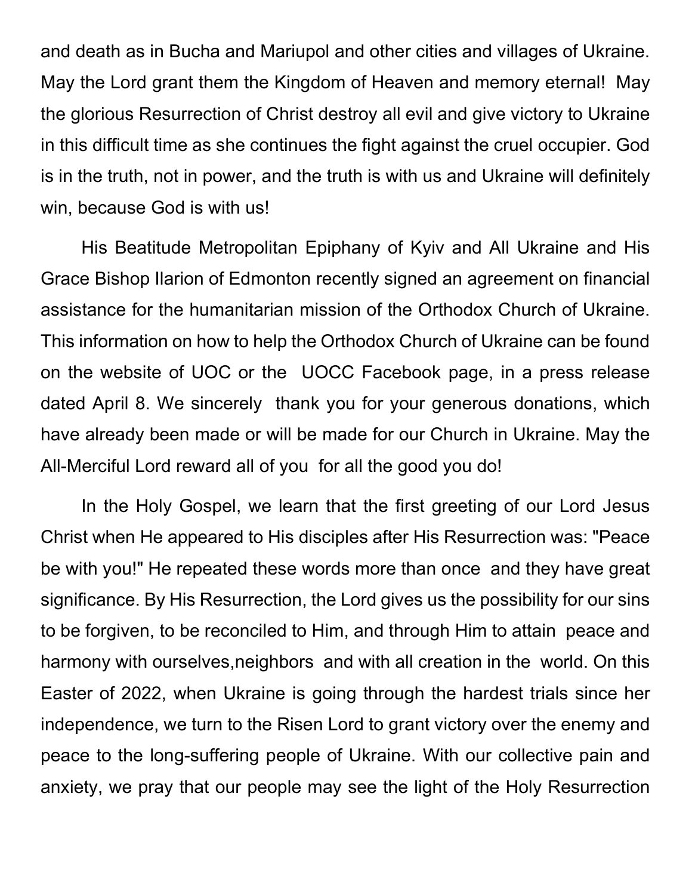and death as in Bucha and Mariupol and other cities and villages of Ukraine. May the Lord grant them the Kingdom of Heaven and memory eternal! May the glorious Resurrection of Christ destroy all evil and give victory to Ukraine in this difficult time as she continues the fight against the cruel occupier. God is in the truth, not in power, and the truth is with us and Ukraine will definitely win, because God is with us!

His Beatitude Metropolitan Epiphany of Kyiv and All Ukraine and His Grace Bishop Ilarion of Edmonton recently signed an agreement on financial assistance for the humanitarian mission of the Orthodox Church of Ukraine. This information on how to help the Orthodox Church of Ukraine can be found on the website of UOC or the UOCC Facebook page, in a press release dated April 8. We sincerely thank you for your generous donations, which have already been made or will be made for our Church in Ukraine. May the All-Merciful Lord reward all of you for all the good you do!

In the Holy Gospel, we learn that the first greeting of our Lord Jesus Christ when He appeared to His disciples after His Resurrection was: "Peace be with you!" He repeated these words more than once and they have great significance. By His Resurrection, the Lord gives us the possibility for our sins to be forgiven, to be reconciled to Him, and through Him to attain peace and harmony with ourselves,neighbors and with all creation in the world. On this Easter of 2022, when Ukraine is going through the hardest trials since her independence, we turn to the Risen Lord to grant victory over the enemy and peace to the long-suffering people of Ukraine. With our collective pain and anxiety, we pray that our people may see the light of the Holy Resurrection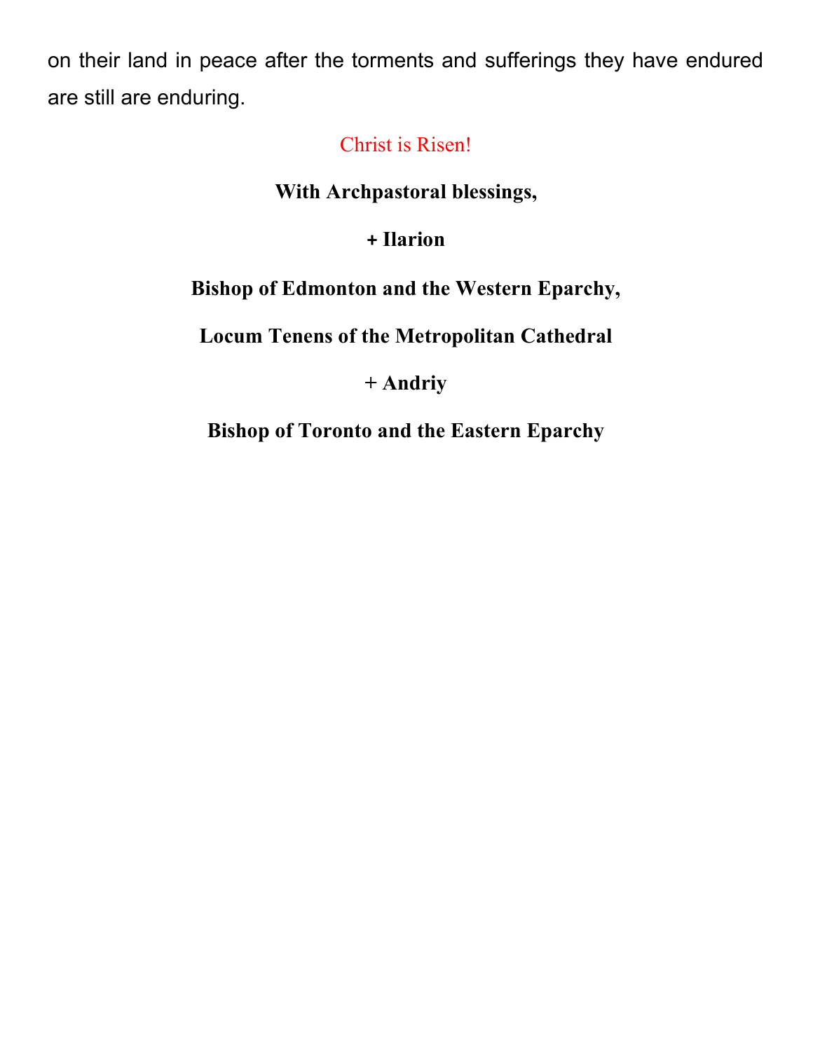on their land in peace after the torments and sufferings they have endured are still are enduring.

Christ is Risen!

**With Archpastoral blessings,**

**+ Ilarion**

**Bishop of Edmonton and the Western Eparchy,**

**Locum Tenens of the Metropolitan Cathedral**

**+ Andriy**

**Bishop of Toronto and the Eastern Eparchy**